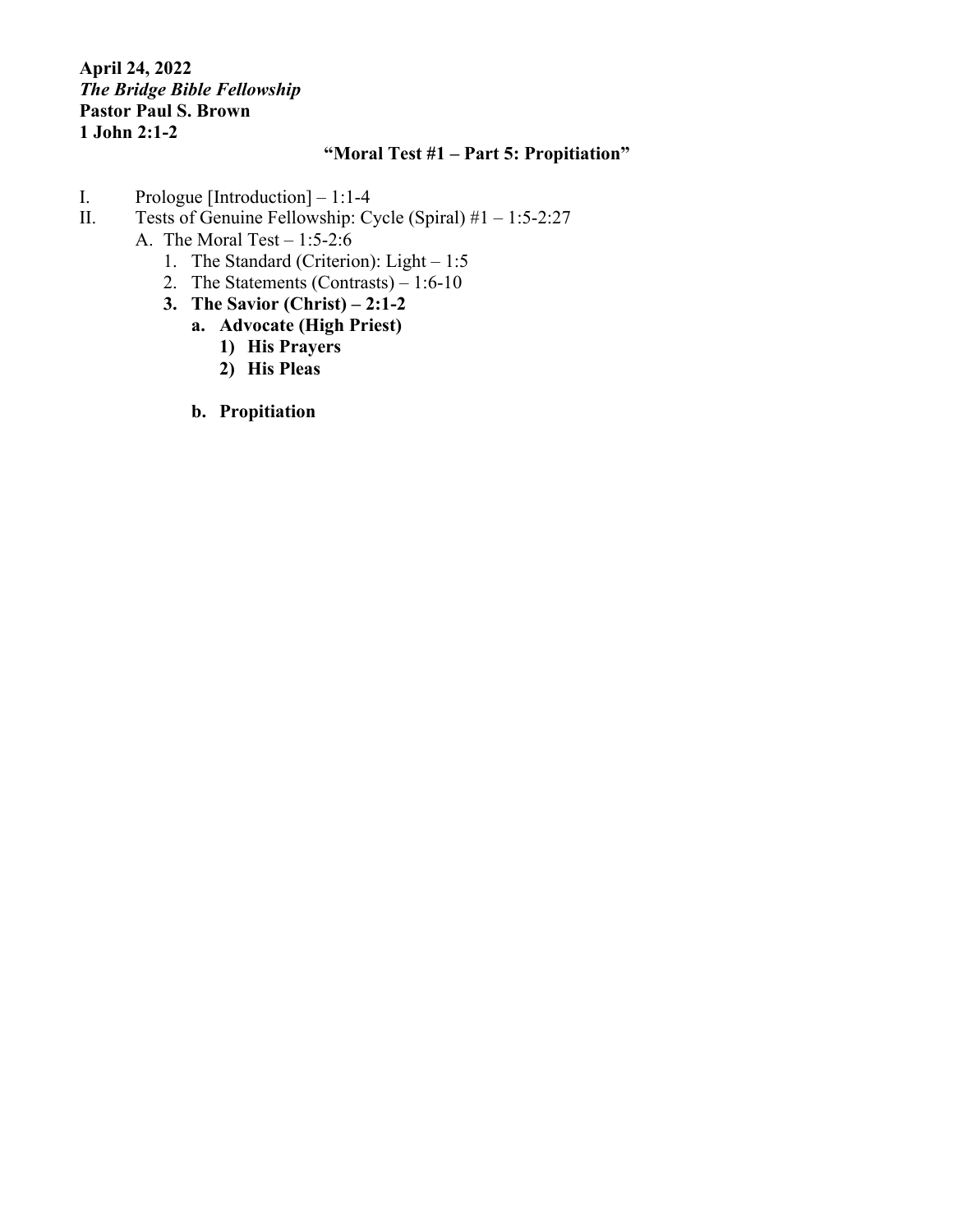**April 24, 2022**
***The Bridge Bible Fellowship***
**Pastor Paul S. Brown**
**1 John 2:1-2**

**"Moral Test #1 – Part 5: Propitiation"**

I. Prologue [Introduction] – 1:1-4
II. Tests of Genuine Fellowship: Cycle (Spiral) #1 – 1:5-2:27
  A. The Moral Test – 1:5-2:6
    1. The Standard (Criterion): Light – 1:5
    2. The Statements (Contrasts) – 1:6-10
    **3. The Savior (Christ) – 2:1-2**
      **a. Advocate (High Priest)**
        **1) His Prayers**
        **2) His Pleas**

      **b. Propitiation**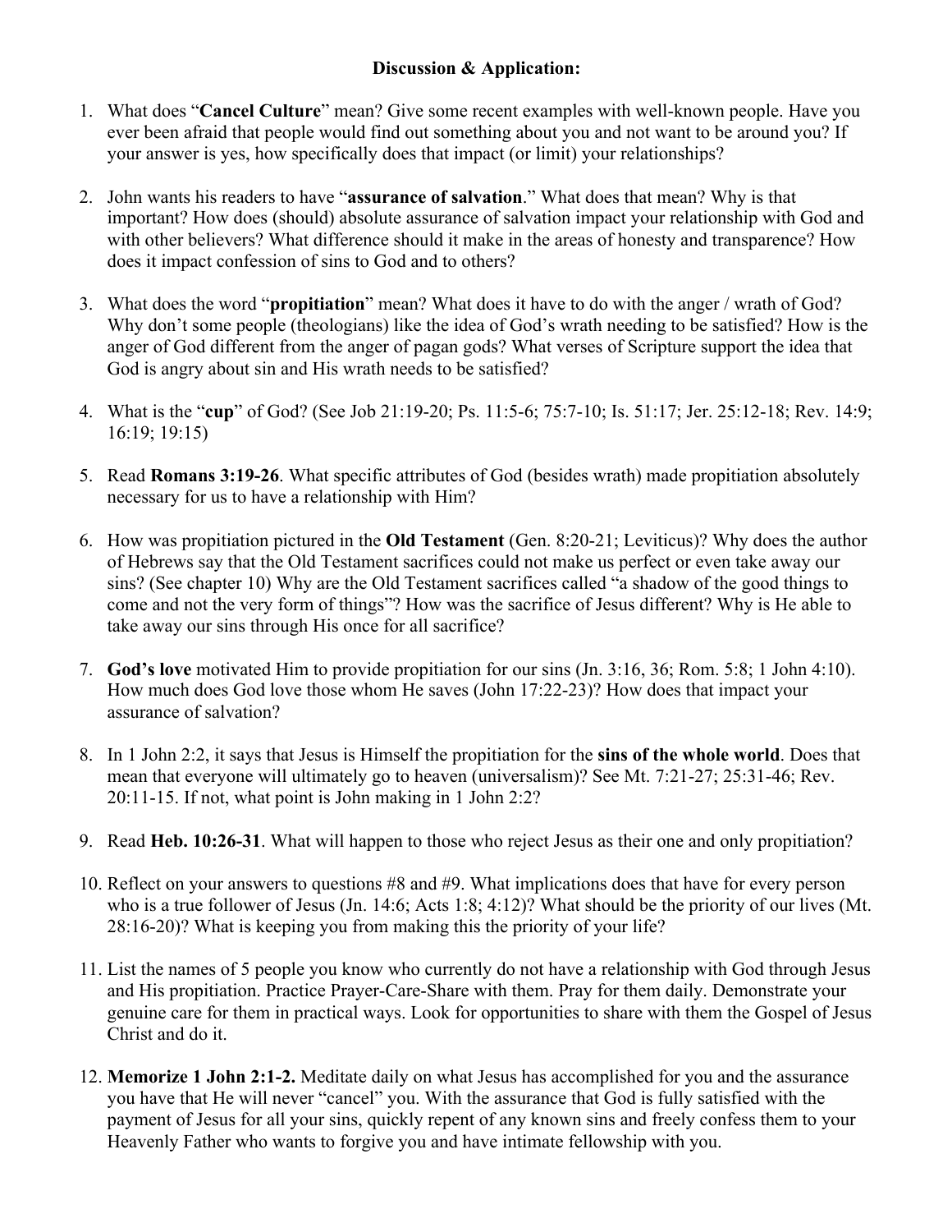**Discussion & Application:**

1. What does "**Cancel Culture**" mean? Give some recent examples with well-known people. Have you ever been afraid that people would find out something about you and not want to be around you? If your answer is yes, how specifically does that impact (or limit) your relationships?

2. John wants his readers to have "**assurance of salvation**." What does that mean? Why is that important? How does (should) absolute assurance of salvation impact your relationship with God and with other believers? What difference should it make in the areas of honesty and transparence? How does it impact confession of sins to God and to others?

3. What does the word "**propitiation**" mean? What does it have to do with the anger / wrath of God? Why don't some people (theologians) like the idea of God's wrath needing to be satisfied? How is the anger of God different from the anger of pagan gods? What verses of Scripture support the idea that God is angry about sin and His wrath needs to be satisfied?

4. What is the "**cup**" of God? (See Job 21:19-20; Ps. 11:5-6; 75:7-10; Is. 51:17; Jer. 25:12-18; Rev. 14:9; 16:19; 19:15)

5. Read **Romans 3:19-26**. What specific attributes of God (besides wrath) made propitiation absolutely necessary for us to have a relationship with Him?

6. How was propitiation pictured in the **Old Testament** (Gen. 8:20-21; Leviticus)? Why does the author of Hebrews say that the Old Testament sacrifices could not make us perfect or even take away our sins? (See chapter 10) Why are the Old Testament sacrifices called "a shadow of the good things to come and not the very form of things"? How was the sacrifice of Jesus different? Why is He able to take away our sins through His once for all sacrifice?

7. **God's love** motivated Him to provide propitiation for our sins (Jn. 3:16, 36; Rom. 5:8; 1 John 4:10). How much does God love those whom He saves (John 17:22-23)? How does that impact your assurance of salvation?

8. In 1 John 2:2, it says that Jesus is Himself the propitiation for the **sins of the whole world**. Does that mean that everyone will ultimately go to heaven (universalism)? See Mt. 7:21-27; 25:31-46; Rev. 20:11-15. If not, what point is John making in 1 John 2:2?

9. Read **Heb. 10:26-31**. What will happen to those who reject Jesus as their one and only propitiation?

10. Reflect on your answers to questions #8 and #9. What implications does that have for every person who is a true follower of Jesus (Jn. 14:6; Acts 1:8; 4:12)? What should be the priority of our lives (Mt. 28:16-20)? What is keeping you from making this the priority of your life?

11. List the names of 5 people you know who currently do not have a relationship with God through Jesus and His propitiation. Practice Prayer-Care-Share with them. Pray for them daily. Demonstrate your genuine care for them in practical ways. Look for opportunities to share with them the Gospel of Jesus Christ and do it.

12. **Memorize 1 John 2:1-2.** Meditate daily on what Jesus has accomplished for you and the assurance you have that He will never "cancel" you. With the assurance that God is fully satisfied with the payment of Jesus for all your sins, quickly repent of any known sins and freely confess them to your Heavenly Father who wants to forgive you and have intimate fellowship with you.